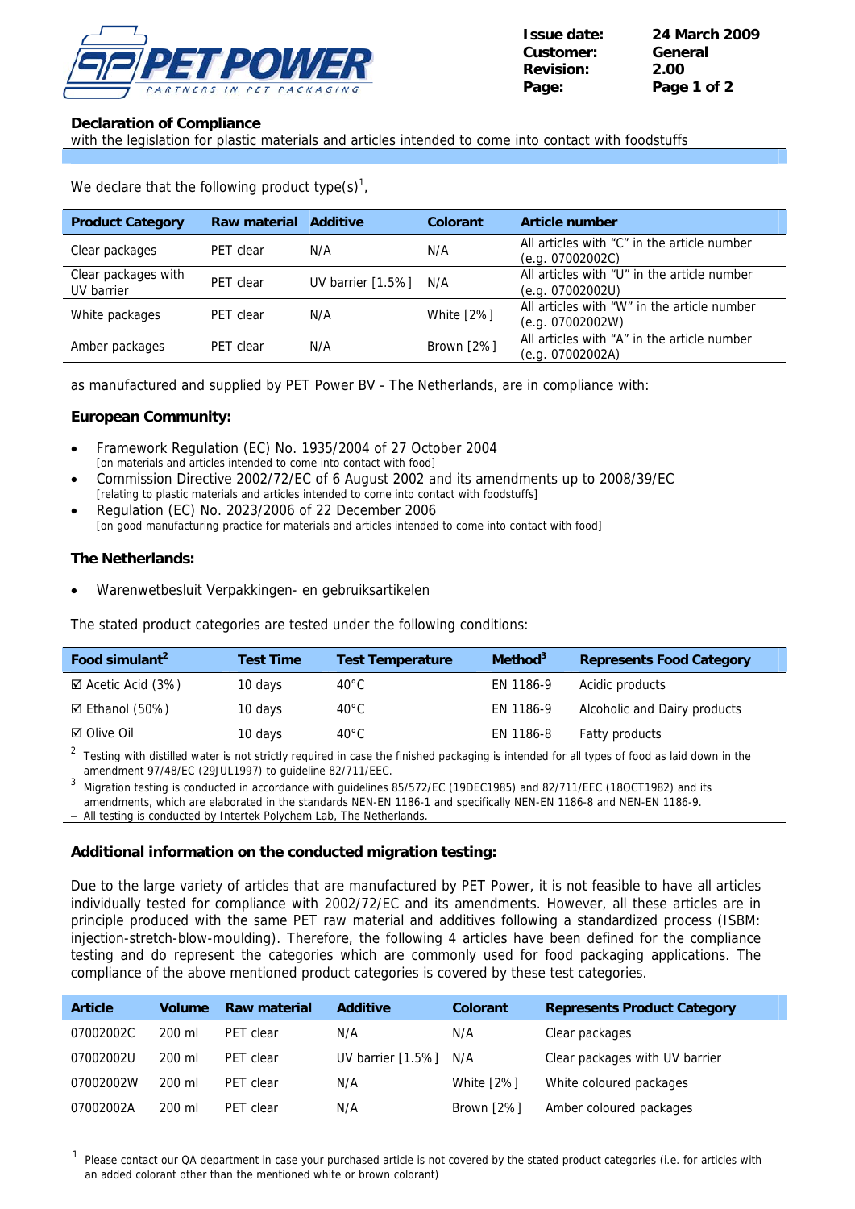PET POWER
PARTNERS IN PET PACKAGING

| | |
|---|---|
| **Issue date:** | **24 March 2009** |
| **Customer:** | **General** |
| **Revision:** | **2.00** |

**Declaration of Compliance**
with the legislation for plastic materials and articles intended to come into contact with foodstuffs

We declare that the following product type(s)[1],

| Product Category | Raw material | Additive | Colorant | Article number |
|---|---|---|---|---|
| Clear packages | PET clear | N/A | N/A | All articles with "C" in the article number (e.g. 07002002C) |
| Clear packages with UV barrier | PET clear | UV barrier [1.5%] | N/A | All articles with "U" in the article number (e.g. 07002002U) |
| White packages | PET clear | N/A | White [2%] | All articles with "W" in the article number (e.g. 07002002W) |
| Amber packages | PET clear | N/A | Brown [2%] | All articles with "A" in the article number (e.g. 07002002A) |

as manufactured and supplied by PET Power BV - The Netherlands, are in compliance with:

**European Community:**

- Framework Regulation (EC) No. 1935/2004 of 27 October 2004
  [on materials and articles intended to come into contact with food]
- Commission Directive 2002/72/EC of 6 August 2002 and its amendments up to 2008/39/EC
  [relating to plastic materials and articles intended to come into contact with foodstuffs]
- Regulation (EC) No. 2023/2006 of 22 December 2006
  [on good manufacturing practice for materials and articles intended to come into contact with food]

**The Netherlands:**

- Warenwetbesluit Verpakkingen- en gebruiksartikelen

The stated product categories are tested under the following conditions:

| Food simulant[2] | Test Time | Test Temperature | Method[3] | Represents Food Category |
|---|---|---|---|---|
| ☑ Acetic Acid (3%) | 10 days | 40°C | EN 1186-9 | Acidic products |
| ☑ Ethanol (50%) | 10 days | 40°C | EN 1186-9 | Alcoholic and Dairy products |
| ☑ Olive Oil | 10 days | 40°C | EN 1186-8 | Fatty products |

[2] Testing with distilled water is not strictly required in case the finished packaging is intended for all types of food as laid down in the amendment 97/48/EC (29JUL1997) to guideline 82/711/EEC.
[3] Migration testing is conducted in accordance with guidelines 85/572/EC (19DEC1985) and 82/711/EEC (18OCT1982) and its amendments, which are elaborated in the standards NEN-EN 1186-1 and specifically NEN-EN 1186-8 and NEN-EN 1186-9.
– All testing is conducted by Intertek Polychem Lab, The Netherlands.

**Additional information on the conducted migration testing:**

Due to the large variety of articles that are manufactured by PET Power, it is not feasible to have all articles individually tested for compliance with 2002/72/EC and its amendments. However, all these articles are in principle produced with the same PET raw material and additives following a standardized process (ISBM: injection-stretch-blow-moulding). Therefore, the following 4 articles have been defined for the compliance testing and do represent the categories which are commonly used for food packaging applications. The compliance of the above mentioned product categories is covered by these test categories.

| Article | Volume | Raw material | Additive | Colorant | Represents Product Category |
|---|---|---|---|---|---|
| 07002002C | 200 ml | PET clear | N/A | N/A | Clear packages |
| 07002002U | 200 ml | PET clear | UV barrier [1.5%] | N/A | Clear packages with UV barrier |
| 07002002W | 200 ml | PET clear | N/A | White [2%] | White coloured packages |
| 07002002A | 200 ml | PET clear | N/A | Brown [2%] | Amber coloured packages |

[1] Please contact our QA department in case your purchased article is not covered by the stated product categories (i.e. for articles with an added colorant other than the mentioned white or brown colorant)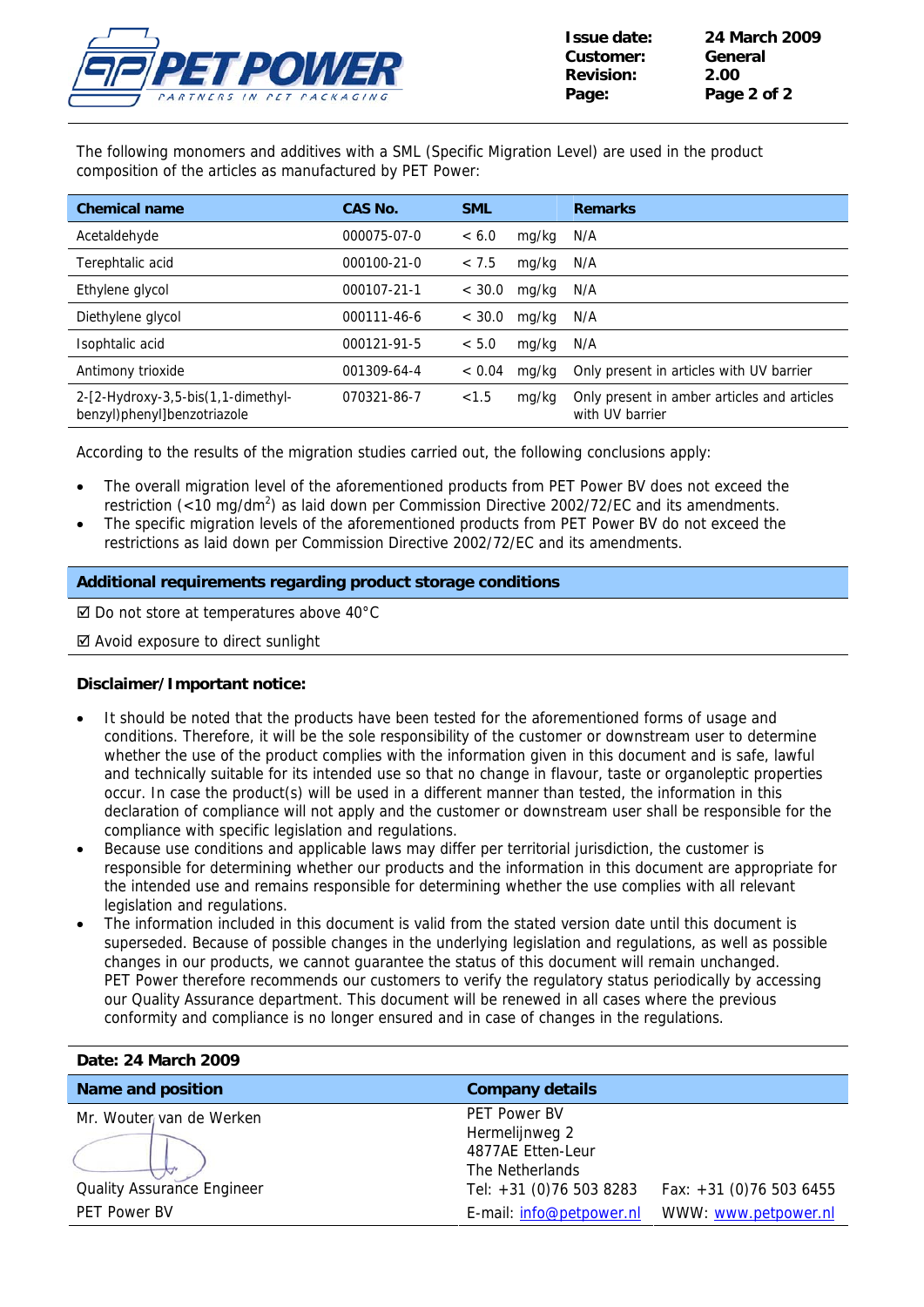The following monomers and additives with a SML (Specific Migration Level) are used in the product composition of the articles as manufactured by PET Power:

| Chemical name | CAS No. | SML | | Remarks |
|---|---|---|---|---|
| Acetaldehyde | 000075-07-0 | < 6.0 | mg/kg | N/A |
| Terephtalic acid | 000100-21-0 | < 7.5 | mg/kg | N/A |
| Ethylene glycol | 000107-21-1 | < 30.0 | mg/kg | N/A |
| Diethylene glycol | 000111-46-6 | < 30.0 | mg/kg | N/A |
| Isophtalic acid | 000121-91-5 | < 5.0 | mg/kg | N/A |
| Antimony trioxide | 001309-64-4 | < 0.04 | mg/kg | Only present in articles with UV barrier |
| 2-[2-Hydroxy-3,5-bis(1,1-dimethyl-benzyl)phenyl]benzotriazole | 070321-86-7 | <1.5 | mg/kg | Only present in amber articles and articles with UV barrier |

According to the results of the migration studies carried out, the following conclusions apply:

- The overall migration level of the aforementioned products from PET Power BV does not exceed the restriction (<10 mg/dm$^2$) as laid down per Commission Directive 2002/72/EC and its amendments.
- The specific migration levels of the aforementioned products from PET Power BV do not exceed the restrictions as laid down per Commission Directive 2002/72/EC and its amendments.

## Additional requirements regarding product storage conditions

☑ Do not store at temperatures above 40°C

☑ Avoid exposure to direct sunlight

**Disclaimer/Important notice:**

- It should be noted that the products have been tested for the aforementioned forms of usage and conditions. Therefore, it will be the sole responsibility of the customer or downstream user to determine whether the use of the product complies with the information given in this document and is safe, lawful and technically suitable for its intended use so that no change in flavour, taste or organoleptic properties occur. In case the product(s) will be used in a different manner than tested, the information in this declaration of compliance will not apply and the customer or downstream user shall be responsible for the compliance with specific legislation and regulations.
- Because use conditions and applicable laws may differ per territorial jurisdiction, the customer is responsible for determining whether our products and the information in this document are appropriate for the intended use and remains responsible for determining whether the use complies with all relevant legislation and regulations.
- The information included in this document is valid from the stated version date until this document is superseded. Because of possible changes in the underlying legislation and regulations, as well as possible changes in our products, we cannot guarantee the status of this document will remain unchanged. PET Power therefore recommends our customers to verify the regulatory status periodically by accessing our Quality Assurance department. This document will be renewed in all cases where the previous conformity and compliance is no longer ensured and in case of changes in the regulations.

**Date: 24 March 2009**

| Name and position | Company details | |
|---|---|---|
| Mr. Wouter van de Werken | PET Power BV<br>Hermelijnweg 2<br>4877AE Etten-Leur<br>The Netherlands | |
| Quality Assurance Engineer | Tel: +31 (0)76 503 8283 | Fax: +31 (0)76 503 6455 |
| PET Power BV | E-mail: info@petpower.nl | WWW: www.petpower.nl |